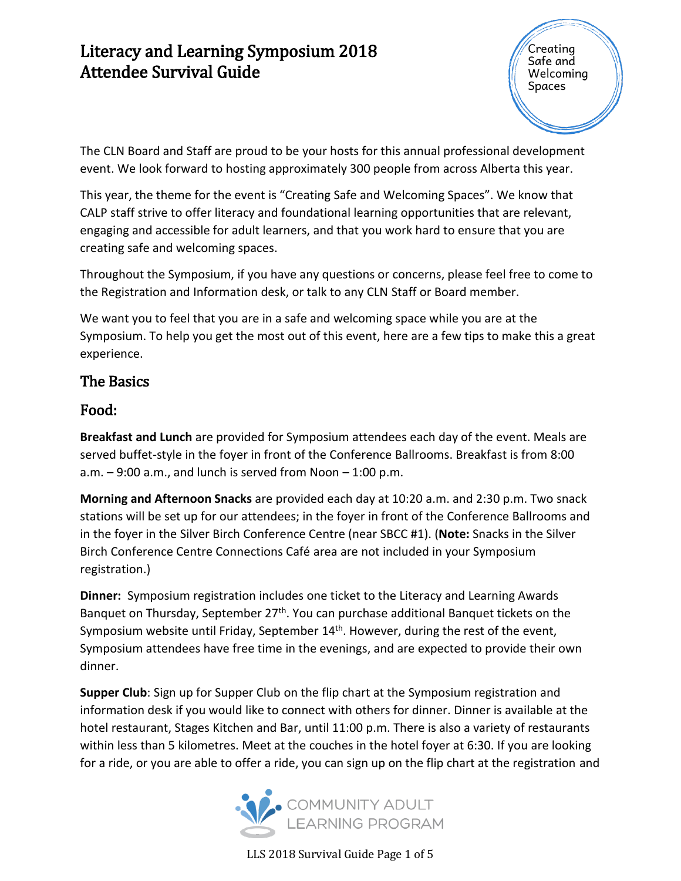# Literacy and Learning Symposium 2018
# Attendee Survival Guide

Creating Safe and Welcoming Spaces

The CLN Board and Staff are proud to be your hosts for this annual professional development event. We look forward to hosting approximately 300 people from across Alberta this year.

This year, the theme for the event is "Creating Safe and Welcoming Spaces". We know that CALP staff strive to offer literacy and foundational learning opportunities that are relevant, engaging and accessible for adult learners, and that you work hard to ensure that you are creating safe and welcoming spaces.

Throughout the Symposium, if you have any questions or concerns, please feel free to come to the Registration and Information desk, or talk to any CLN Staff or Board member.

We want you to feel that you are in a safe and welcoming space while you are at the Symposium. To help you get the most out of this event, here are a few tips to make this a great experience.

## The Basics

## Food:

**Breakfast and Lunch** are provided for Symposium attendees each day of the event. Meals are served buffet-style in the foyer in front of the Conference Ballrooms. Breakfast is from 8:00 a.m. – 9:00 a.m., and lunch is served from Noon – 1:00 p.m.

**Morning and Afternoon Snacks** are provided each day at 10:20 a.m. and 2:30 p.m. Two snack stations will be set up for our attendees; in the foyer in front of the Conference Ballrooms and in the foyer in the Silver Birch Conference Centre (near SBCC #1). (**Note:** Snacks in the Silver Birch Conference Centre Connections Café area are not included in your Symposium registration.)

**Dinner:** Symposium registration includes one ticket to the Literacy and Learning Awards Banquet on Thursday, September 27th. You can purchase additional Banquet tickets on the Symposium website until Friday, September 14th. However, during the rest of the event, Symposium attendees have free time in the evenings, and are expected to provide their own dinner.

**Supper Club**: Sign up for Supper Club on the flip chart at the Symposium registration and information desk if you would like to connect with others for dinner. Dinner is available at the hotel restaurant, Stages Kitchen and Bar, until 11:00 p.m. There is also a variety of restaurants within less than 5 kilometres. Meet at the couches in the hotel foyer at 6:30. If you are looking for a ride, or you are able to offer a ride, you can sign up on the flip chart at the registration and

COMMUNITY ADULT LEARNING PROGRAM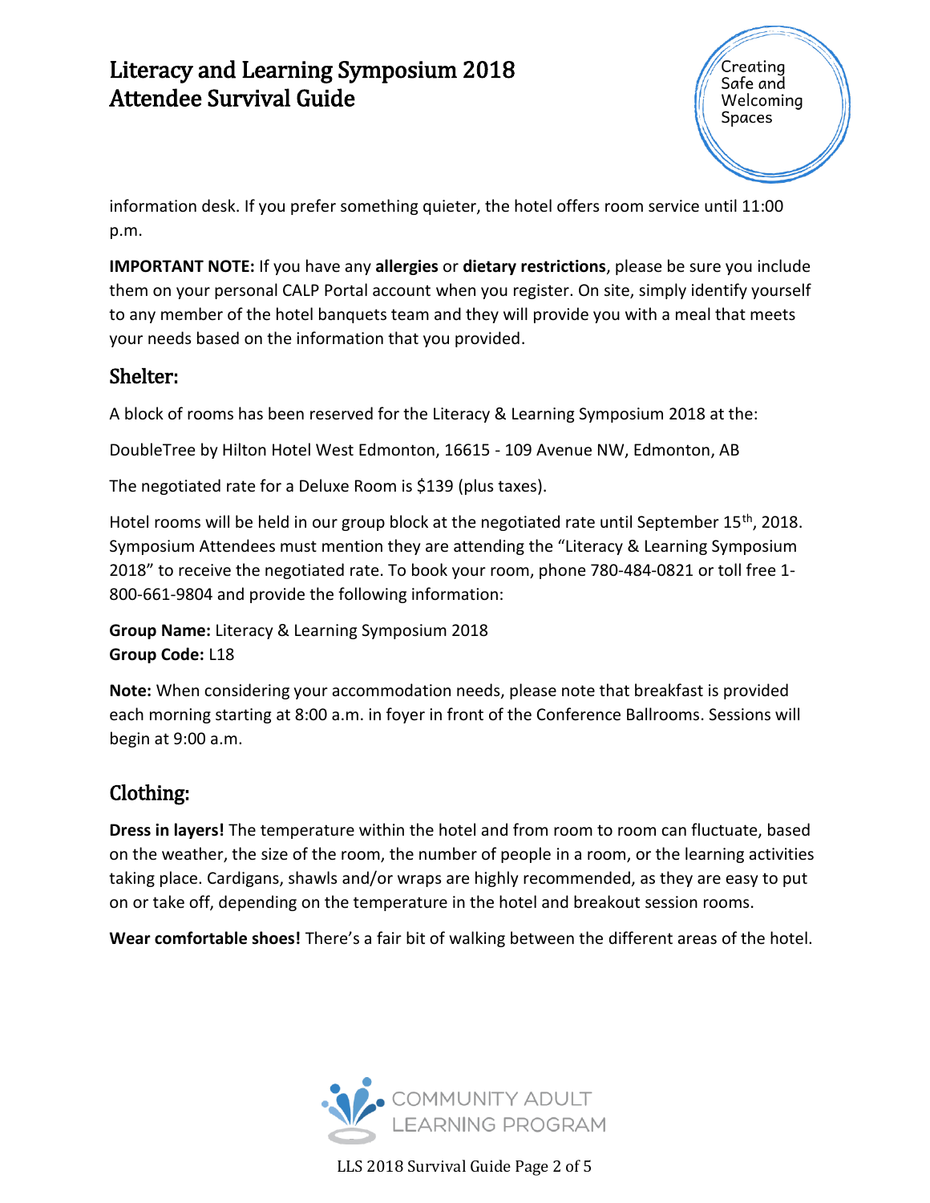information desk. If you prefer something quieter, the hotel offers room service until 11:00 p.m.

**IMPORTANT NOTE:** If you have any **allergies** or **dietary restrictions**, please be sure you include them on your personal CALP Portal account when you register. On site, simply identify yourself to any member of the hotel banquets team and they will provide you with a meal that meets your needs based on the information that you provided.

## Shelter:

A block of rooms has been reserved for the Literacy & Learning Symposium 2018 at the:

DoubleTree by Hilton Hotel West Edmonton, 16615 - 109 Avenue NW, Edmonton, AB

The negotiated rate for a Deluxe Room is $139 (plus taxes).

Hotel rooms will be held in our group block at the negotiated rate until September 15th, 2018. Symposium Attendees must mention they are attending the "Literacy & Learning Symposium 2018" to receive the negotiated rate. To book your room, phone 780-484-0821 or toll free 1-800-661-9804 and provide the following information:

**Group Name:** Literacy & Learning Symposium 2018
**Group Code:** L18

**Note:** When considering your accommodation needs, please note that breakfast is provided each morning starting at 8:00 a.m. in foyer in front of the Conference Ballrooms. Sessions will begin at 9:00 a.m.

## Clothing:

**Dress in layers!** The temperature within the hotel and from room to room can fluctuate, based on the weather, the size of the room, the number of people in a room, or the learning activities taking place. Cardigans, shawls and/or wraps are highly recommended, as they are easy to put on or take off, depending on the temperature in the hotel and breakout session rooms.

**Wear comfortable shoes!** There's a fair bit of walking between the different areas of the hotel.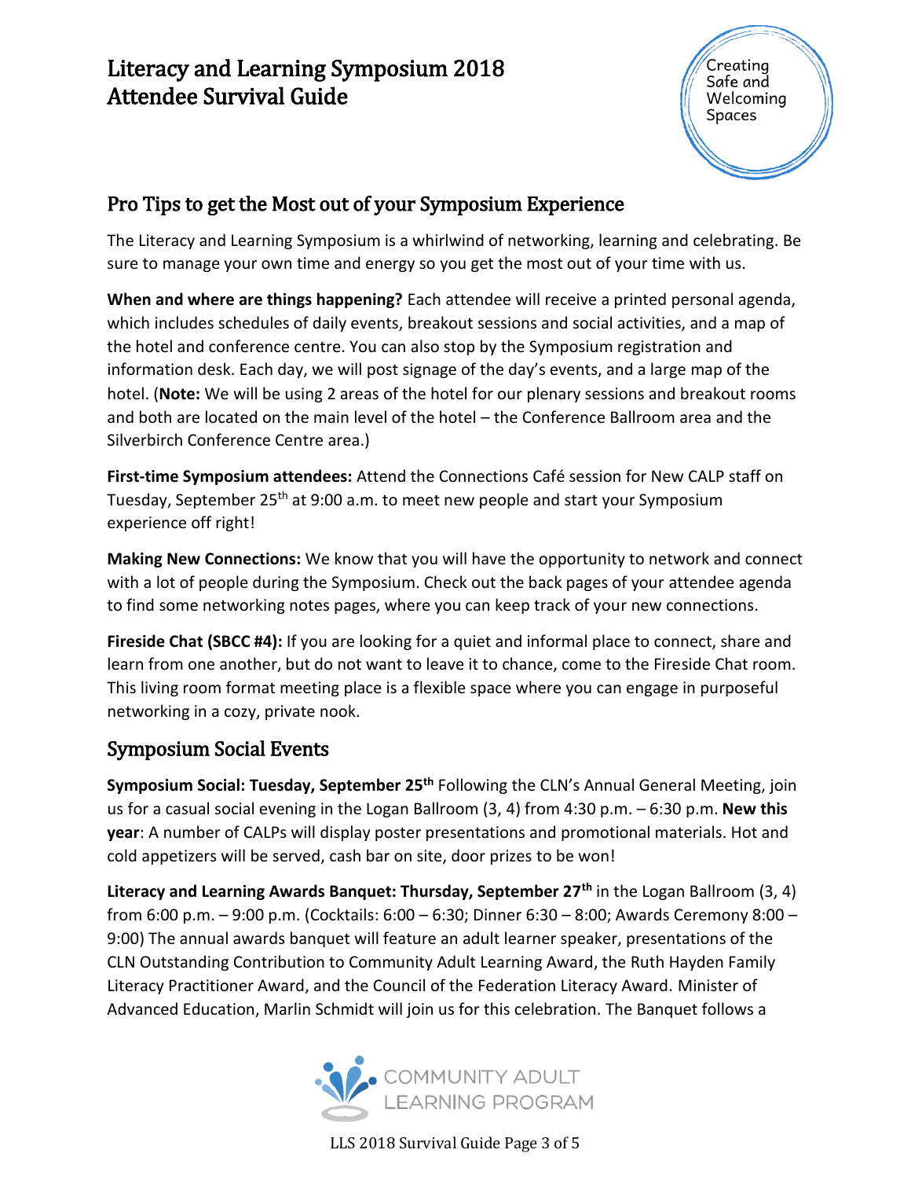# Literacy and Learning Symposium 2018
# Attendee Survival Guide

Creating Safe and Welcoming Spaces

## Pro Tips to get the Most out of your Symposium Experience

The Literacy and Learning Symposium is a whirlwind of networking, learning and celebrating. Be sure to manage your own time and energy so you get the most out of your time with us.

**When and where are things happening?** Each attendee will receive a printed personal agenda, which includes schedules of daily events, breakout sessions and social activities, and a map of the hotel and conference centre. You can also stop by the Symposium registration and information desk. Each day, we will post signage of the day's events, and a large map of the hotel. (**Note:** We will be using 2 areas of the hotel for our plenary sessions and breakout rooms and both are located on the main level of the hotel – the Conference Ballroom area and the Silverbirch Conference Centre area.)

**First-time Symposium attendees:** Attend the Connections Café session for New CALP staff on Tuesday, September 25th at 9:00 a.m. to meet new people and start your Symposium experience off right!

**Making New Connections:** We know that you will have the opportunity to network and connect with a lot of people during the Symposium. Check out the back pages of your attendee agenda to find some networking notes pages, where you can keep track of your new connections.

**Fireside Chat (SBCC #4):** If you are looking for a quiet and informal place to connect, share and learn from one another, but do not want to leave it to chance, come to the Fireside Chat room. This living room format meeting place is a flexible space where you can engage in purposeful networking in a cozy, private nook.

## Symposium Social Events

**Symposium Social: Tuesday, September 25th** Following the CLN's Annual General Meeting, join us for a casual social evening in the Logan Ballroom (3, 4) from 4:30 p.m. – 6:30 p.m. **New this year**: A number of CALPs will display poster presentations and promotional materials. Hot and cold appetizers will be served, cash bar on site, door prizes to be won!

**Literacy and Learning Awards Banquet: Thursday, September 27th** in the Logan Ballroom (3, 4) from 6:00 p.m. – 9:00 p.m. (Cocktails: 6:00 – 6:30; Dinner 6:30 – 8:00; Awards Ceremony 8:00 – 9:00) The annual awards banquet will feature an adult learner speaker, presentations of the CLN Outstanding Contribution to Community Adult Learning Award, the Ruth Hayden Family Literacy Practitioner Award, and the Council of the Federation Literacy Award. Minister of Advanced Education, Marlin Schmidt will join us for this celebration. The Banquet follows a

COMMUNITY ADULT LEARNING PROGRAM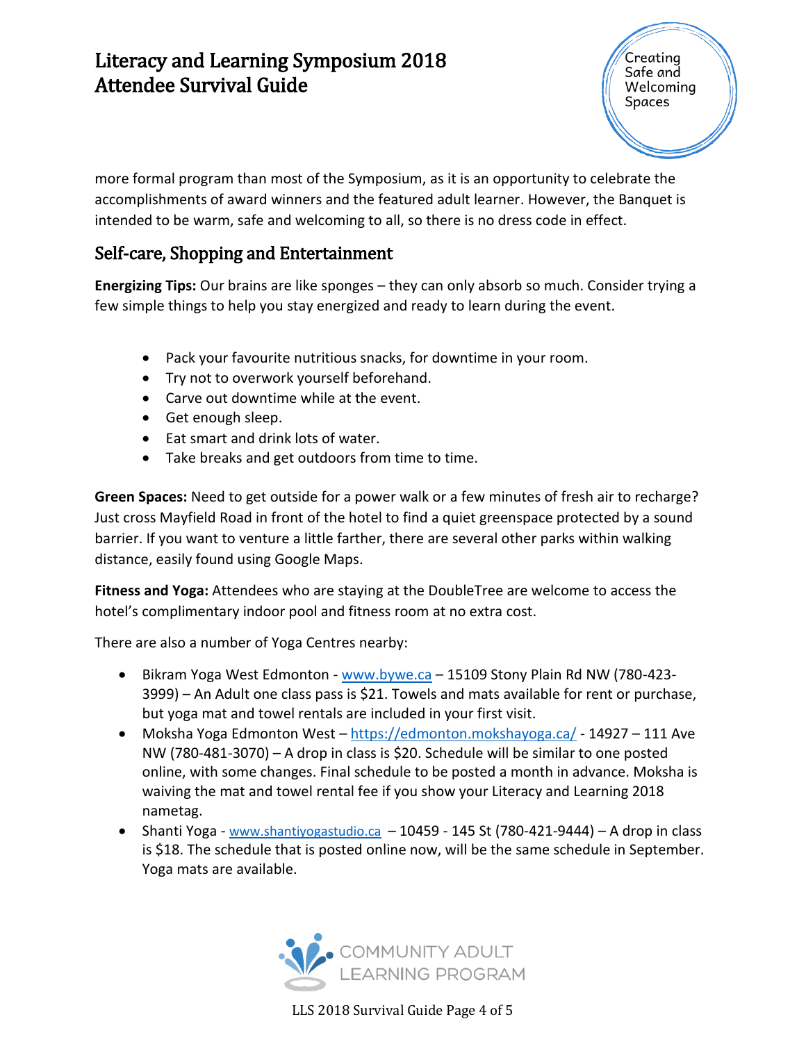more formal program than most of the Symposium, as it is an opportunity to celebrate the accomplishments of award winners and the featured adult learner. However, the Banquet is intended to be warm, safe and welcoming to all, so there is no dress code in effect.

## Self-care, Shopping and Entertainment

**Energizing Tips:** Our brains are like sponges – they can only absorb so much. Consider trying a few simple things to help you stay energized and ready to learn during the event.

- Pack your favourite nutritious snacks, for downtime in your room.
- Try not to overwork yourself beforehand.
- Carve out downtime while at the event.
- Get enough sleep.
- Eat smart and drink lots of water.
- Take breaks and get outdoors from time to time.

**Green Spaces:** Need to get outside for a power walk or a few minutes of fresh air to recharge? Just cross Mayfield Road in front of the hotel to find a quiet greenspace protected by a sound barrier. If you want to venture a little farther, there are several other parks within walking distance, easily found using Google Maps.

**Fitness and Yoga:** Attendees who are staying at the DoubleTree are welcome to access the hotel's complimentary indoor pool and fitness room at no extra cost.

There are also a number of Yoga Centres nearby:

- Bikram Yoga West Edmonton - www.bywe.ca – 15109 Stony Plain Rd NW (780-423-3999) – An Adult one class pass is $21. Towels and mats available for rent or purchase, but yoga mat and towel rentals are included in your first visit.
- Moksha Yoga Edmonton West – https://edmonton.mokshayoga.ca/ - 14927 – 111 Ave NW (780-481-3070) – A drop in class is $20. Schedule will be similar to one posted online, with some changes. Final schedule to be posted a month in advance. Moksha is waiving the mat and towel rental fee if you show your Literacy and Learning 2018 nametag.
- Shanti Yoga - www.shantiyogastudio.ca – 10459 - 145 St (780-421-9444) – A drop in class is $18. The schedule that is posted online now, will be the same schedule in September. Yoga mats are available.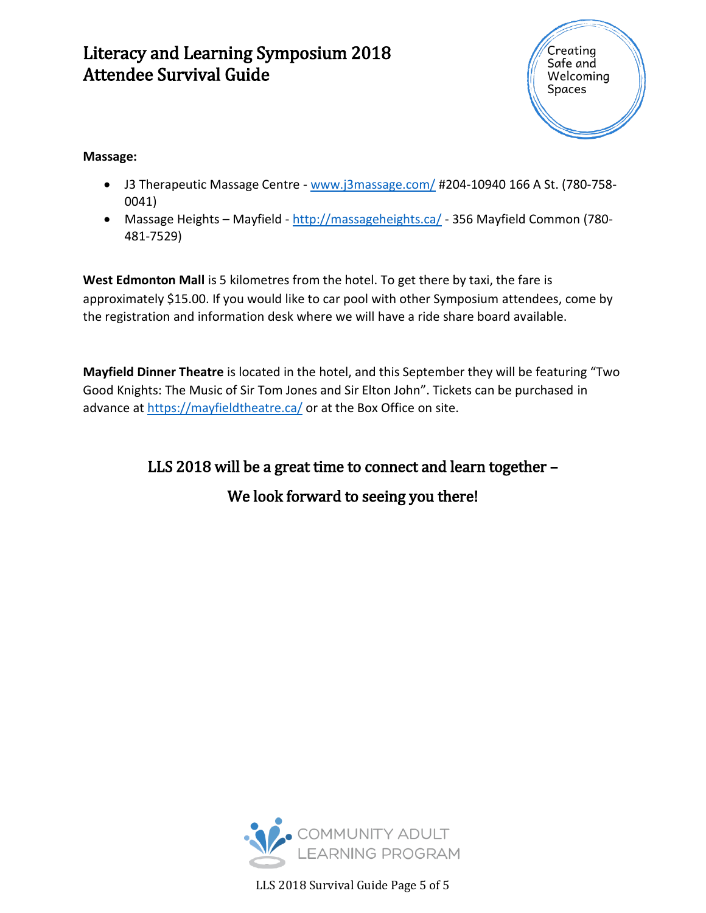**Massage:**

- J3 Therapeutic Massage Centre - www.j3massage.com/ #204-10940 166 A St. (780-758-0041)
- Massage Heights – Mayfield - http://massageheights.ca/ - 356 Mayfield Common (780-481-7529)

**West Edmonton Mall** is 5 kilometres from the hotel. To get there by taxi, the fare is approximately $15.00. If you would like to car pool with other Symposium attendees, come by the registration and information desk where we will have a ride share board available.

**Mayfield Dinner Theatre** is located in the hotel, and this September they will be featuring "Two Good Knights: The Music of Sir Tom Jones and Sir Elton John". Tickets can be purchased in advance at https://mayfieldtheatre.ca/ or at the Box Office on site.

## LLS 2018 will be a great time to connect and learn together –

## We look forward to seeing you there!